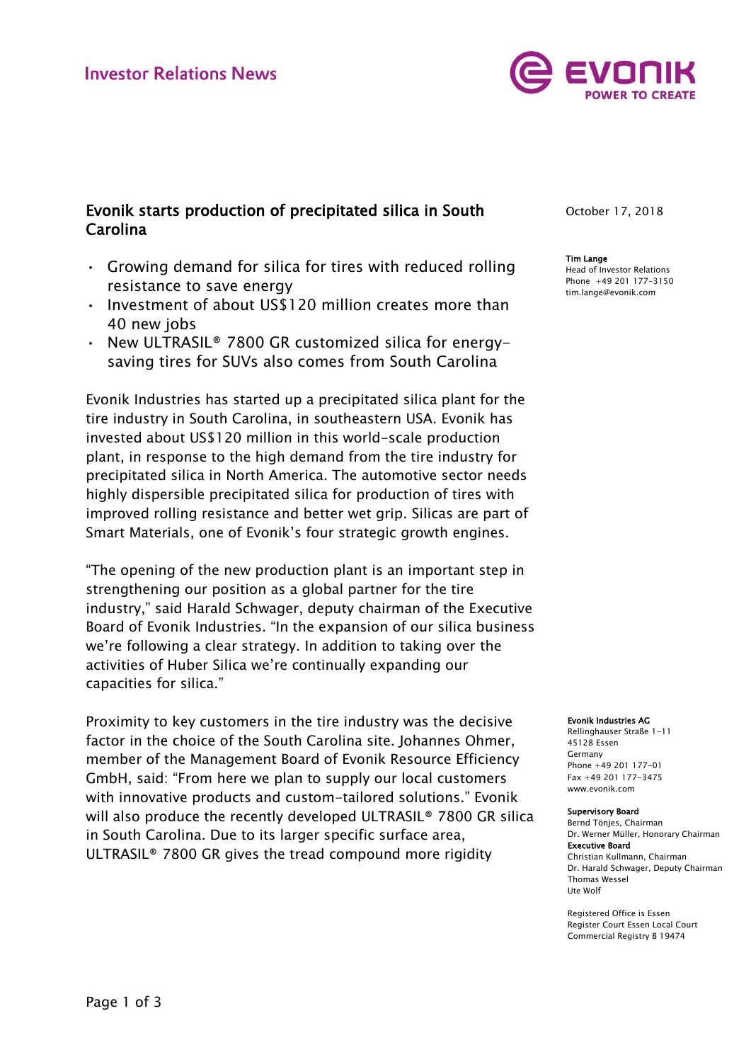Investor Relations News

EVONIK
POWER TO CREATE

# Evonik starts production of precipitated silica in South Carolina

October 17, 2018

**Tim Lange**
Head of Investor Relations
Phone +49 201 177-3150
tim.lange@evonik.com

- Growing demand for silica for tires with reduced rolling resistance to save energy
- Investment of about US$120 million creates more than 40 new jobs
- New ULTRASIL® 7800 GR customized silica for energy-saving tires for SUVs also comes from South Carolina

Evonik Industries has started up a precipitated silica plant for the tire industry in South Carolina, in southeastern USA. Evonik has invested about US$120 million in this world-scale production plant, in response to the high demand from the tire industry for precipitated silica in North America. The automotive sector needs highly dispersible precipitated silica for production of tires with improved rolling resistance and better wet grip. Silicas are part of Smart Materials, one of Evonik's four strategic growth engines.

"The opening of the new production plant is an important step in strengthening our position as a global partner for the tire industry," said Harald Schwager, deputy chairman of the Executive Board of Evonik Industries. "In the expansion of our silica business we're following a clear strategy. In addition to taking over the activities of Huber Silica we're continually expanding our capacities for silica."

Proximity to key customers in the tire industry was the decisive factor in the choice of the South Carolina site. Johannes Ohmer, member of the Management Board of Evonik Resource Efficiency GmbH, said: "From here we plan to supply our local customers with innovative products and custom-tailored solutions." Evonik will also produce the recently developed ULTRASIL® 7800 GR silica in South Carolina. Due to its larger specific surface area, ULTRASIL® 7800 GR gives the tread compound more rigidity

**Evonik Industries AG**
Rellinghauser Straße 1-11
45128 Essen
Germany
Phone +49 201 177-01
Fax +49 201 177-3475
www.evonik.com

**Supervisory Board**
Bernd Tönjes, Chairman
Dr. Werner Müller, Honorary Chairman
**Executive Board**
Christian Kullmann, Chairman
Dr. Harald Schwager, Deputy Chairman
Thomas Wessel
Ute Wolf

Registered Office is Essen
Register Court Essen Local Court
Commercial Registry B 19474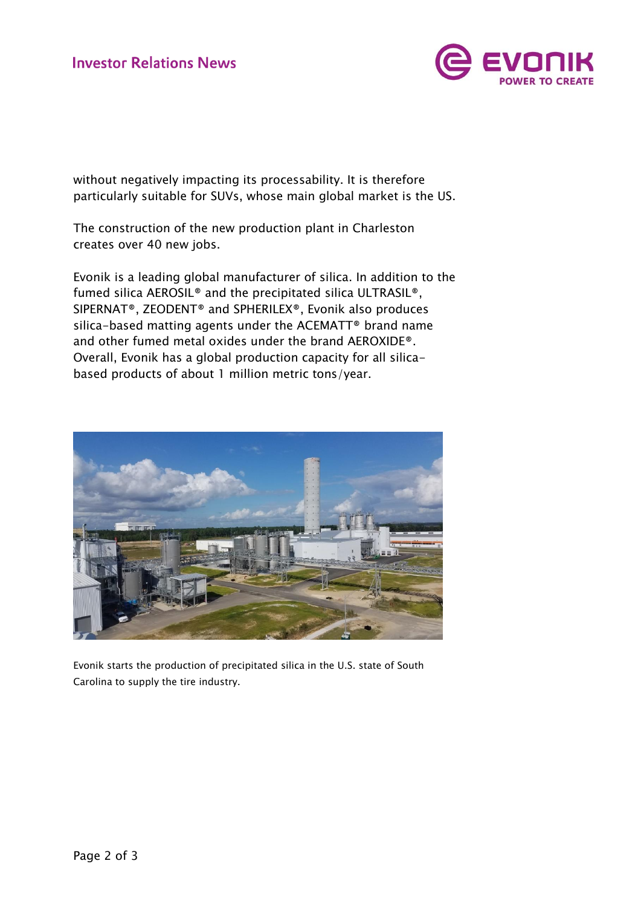without negatively impacting its processability. It is therefore particularly suitable for SUVs, whose main global market is the US.

The construction of the new production plant in Charleston creates over 40 new jobs.

Evonik is a leading global manufacturer of silica. In addition to the fumed silica AEROSIL® and the precipitated silica ULTRASIL®, SIPERNAT®, ZEODENT® and SPHERILEX®, Evonik also produces silica-based matting agents under the ACEMATT® brand name and other fumed metal oxides under the brand AEROXIDE®. Overall, Evonik has a global production capacity for all silica-based products of about 1 million metric tons/year.

Evonik starts the production of precipitated silica in the U.S. state of South Carolina to supply the tire industry.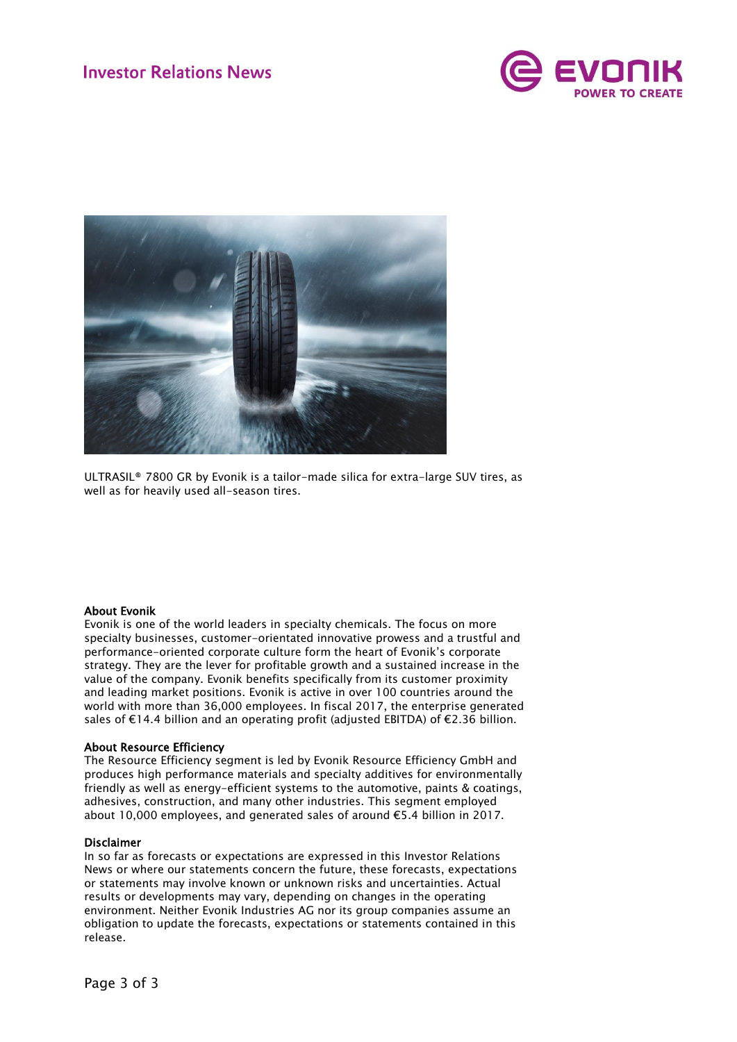ULTRASIL® 7800 GR by Evonik is a tailor-made silica for extra-large SUV tires, as well as for heavily used all-season tires.

**About Evonik**

Evonik is one of the world leaders in specialty chemicals. The focus on more specialty businesses, customer-orientated innovative prowess and a trustful and performance-oriented corporate culture form the heart of Evonik's corporate strategy. They are the lever for profitable growth and a sustained increase in the value of the company. Evonik benefits specifically from its customer proximity and leading market positions. Evonik is active in over 100 countries around the world with more than 36,000 employees. In fiscal 2017, the enterprise generated sales of €14.4 billion and an operating profit (adjusted EBITDA) of €2.36 billion.

**About Resource Efficiency**

The Resource Efficiency segment is led by Evonik Resource Efficiency GmbH and produces high performance materials and specialty additives for environmentally friendly as well as energy-efficient systems to the automotive, paints & coatings, adhesives, construction, and many other industries. This segment employed about 10,000 employees, and generated sales of around €5.4 billion in 2017.

**Disclaimer**

In so far as forecasts or expectations are expressed in this Investor Relations News or where our statements concern the future, these forecasts, expectations or statements may involve known or unknown risks and uncertainties. Actual results or developments may vary, depending on changes in the operating environment. Neither Evonik Industries AG nor its group companies assume an obligation to update the forecasts, expectations or statements contained in this release.